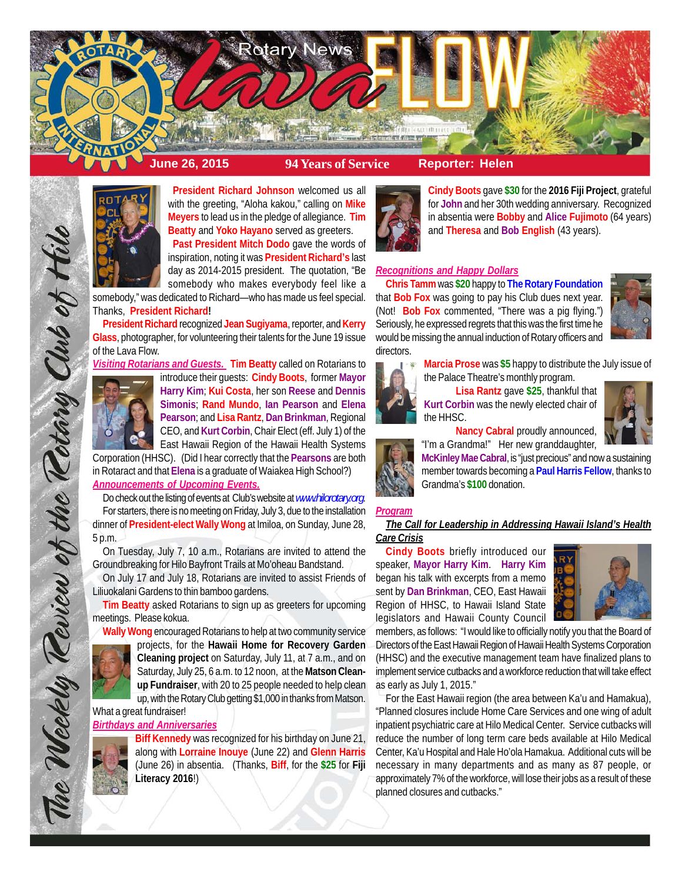# Rotary News Lava FLOW

**June 26, 2015** | **94 Years of Service** | **Reporter: Helen**

*The Weekly Review of the Rotary Club of Hilo*

**President Richard Johnson** welcomed us all with the greeting, "Aloha kakou," calling on **Mike Meyers** to lead us in the pledge of allegiance. **Tim Beatty** and **Yoko Hayano** served as greeters.

**Past President Mitch Dodo** gave the words of inspiration, noting it was **President Richard's** last day as 2014-2015 president. The quotation, "Be somebody who makes everybody feel like a somebody," was dedicated to Richard—who has made us feel special. Thanks, **President Richard!**

**President Richard** recognized **Jean Sugiyama**, reporter, and **Kerry Glass**, photographer, for volunteering their talents for the June 19 issue of the Lava Flow.

***Visiting Rotarians and Guests.*** **Tim Beatty** called on Rotarians to introduce their guests: **Cindy Boots**, former **Mayor Harry Kim**; **Kui Costa**, her son **Reese** and **Dennis Simonis**; **Rand Mundo**, **Ian Pearson** and **Elena Pearson**; and **Lisa Rantz**, **Dan Brinkman**, Regional CEO, and **Kurt Corbin**, Chair Elect (eff. July 1) of the East Hawaii Region of the Hawaii Health Systems Corporation (HHSC). (Did I hear correctly that the **Pearsons** are both in Rotaract and that **Elena** is a graduate of Waiakea High School?)

***Announcements of Upcoming Events.***

Do check out the listing of events at Club's website at *www.hilorotary.org*.

For starters, there is no meeting on Friday, July 3, due to the installation dinner of **President-elect Wally Wong** at Imiloa, on Sunday, June 28, 5 p.m.

On Tuesday, July 7, 10 a.m., Rotarians are invited to attend the Groundbreaking for Hilo Bayfront Trails at Mo'oheau Bandstand.

On July 17 and July 18, Rotarians are invited to assist Friends of Liliuokalani Gardens to thin bamboo gardens.

**Tim Beatty** asked Rotarians to sign up as greeters for upcoming meetings. Please kokua.

**Wally Wong** encouraged Rotarians to help at two community service projects, for the **Hawaii Home for Recovery Garden Cleaning project** on Saturday, July 11, at 7 a.m., and on Saturday, July 25, 6 a.m. to 12 noon, at the **Matson Clean-up Fundraiser**, with 20 to 25 people needed to help clean up, with the Rotary Club getting $1,000 in thanks from Matson. What a great fundraiser!

***Birthdays and Anniversaries***

**Biff Kennedy** was recognized for his birthday on June 21, along with **Lorraine Inouye** (June 22) and **Glenn Harris** (June 26) in absentia. (Thanks, **Biff**, for the **$25** for **Fiji Literacy 2016**!)

**Cindy Boots** gave **$30** for the **2016 Fiji Project**, grateful for **John** and her 30th wedding anniversary. Recognized in absentia were **Bobby** and **Alice Fujimoto** (64 years) and **Theresa** and **Bob English** (43 years).

***Recognitions and Happy Dollars***

**Chris Tamm** was **$20** happy to **The Rotary Foundation** that **Bob Fox** was going to pay his Club dues next year. (Not! **Bob Fox** commented, "There was a pig flying.") Seriously, he expressed regrets that this was the first time he would be missing the annual induction of Rotary officers and directors.

**Marcia Prose** was **$5** happy to distribute the July issue of the Palace Theatre's monthly program.

**Lisa Rantz** gave **$25**, thankful that **Kurt Corbin** was the newly elected chair of the HHSC.

**Nancy Cabral** proudly announced, "I'm a Grandma!" Her new granddaughter, **McKinley Mae Cabral**, is "just precious" and now a sustaining member towards becoming a **Paul Harris Fellow**, thanks to Grandma's **$100** donation.

***Program***

***The Call for Leadership in Addressing Hawaii Island's Health Care Crisis***

**Cindy Boots** briefly introduced our speaker, **Mayor Harry Kim**. **Harry Kim** began his talk with excerpts from a memo sent by **Dan Brinkman**, CEO, East Hawaii Region of HHSC, to Hawaii Island State legislators and Hawaii County Council members, as follows: "I would like to officially notify you that the Board of Directors of the East Hawaii Region of Hawaii Health Systems Corporation (HHSC) and the executive management team have finalized plans to implement service cutbacks and a workforce reduction that will take effect as early as July 1, 2015."

For the East Hawaii region (the area between Ka'u and Hamakua), "Planned closures include Home Care Services and one wing of adult inpatient psychiatric care at Hilo Medical Center. Service cutbacks will reduce the number of long term care beds available at Hilo Medical Center, Ka'u Hospital and Hale Ho'ola Hamakua. Additional cuts will be necessary in many departments and as many as 87 people, or approximately 7% of the workforce, will lose their jobs as a result of these planned closures and cutbacks."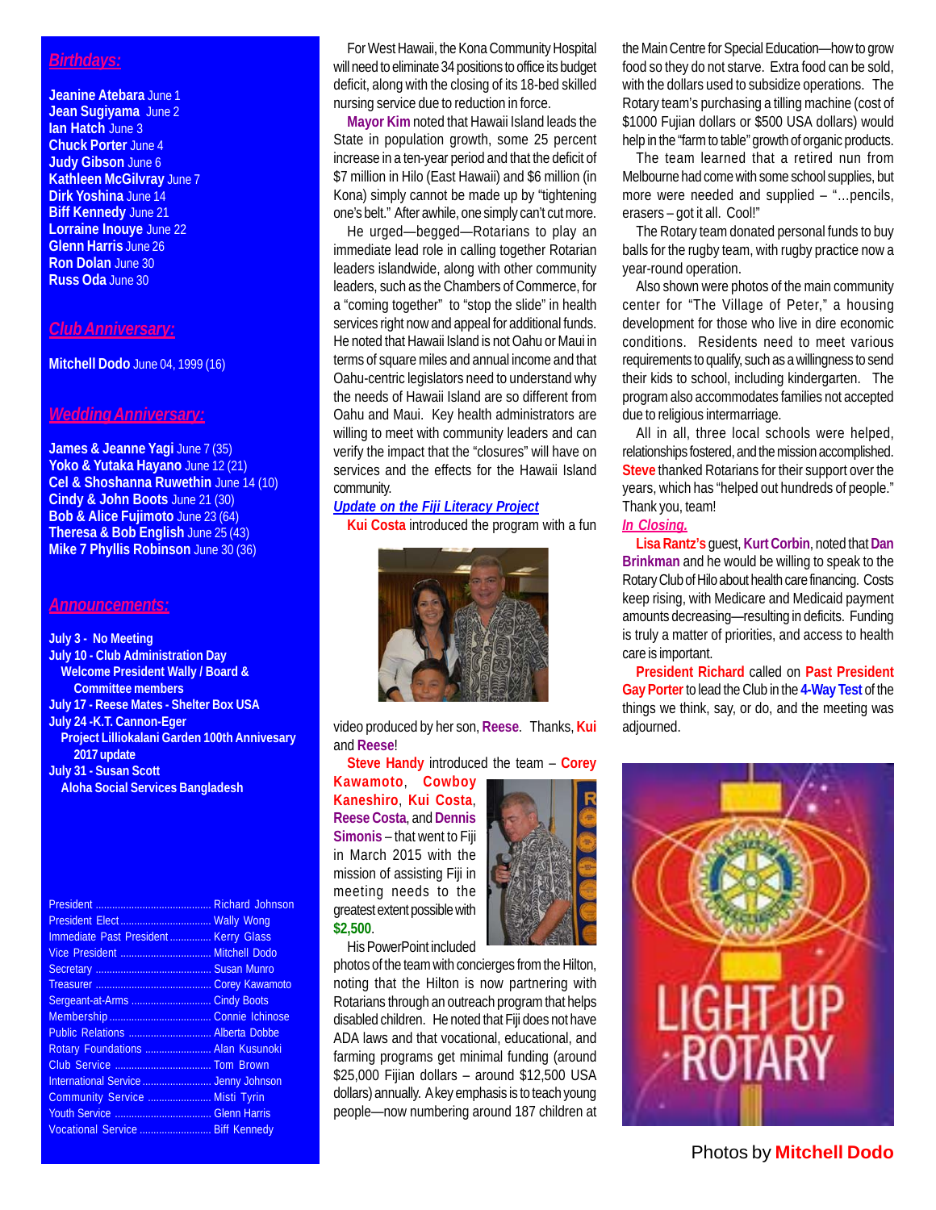## *Birthdays:*

**Jeanine Atebara** June 1
**Jean Sugiyama** June 2
**Ian Hatch** June 3
**Chuck Porter** June 4
**Judy Gibson** June 6
**Kathleen McGilvray** June 7
**Dirk Yoshina** June 14
**Biff Kennedy** June 21
**Lorraine Inouye** June 22
**Glenn Harris** June 26
**Ron Dolan** June 30
**Russ Oda** June 30

## *Club Anniversary:*

**Mitchell Dodo** June 04, 1999 (16)

## *Wedding Anniversary:*

**James & Jeanne Yagi** June 7 (35)
**Yoko & Yutaka Hayano** June 12 (21)
**Cel & Shoshanna Ruwethin** June 14 (10)
**Cindy & John Boots** June 21 (30)
**Bob & Alice Fujimoto** June 23 (64)
**Theresa & Bob English** June 25 (43)
**Mike 7 Phyllis Robinson** June 30 (36)

## *Announcements:*

**July 3 - No Meeting**
**July 10 - Club Administration Day**
**Welcome President Wally / Board & Committee members**
**July 17 - Reese Mates - Shelter Box USA**
**July 24 -K.T. Cannon-Eger**
**Project Lilliokalani Garden 100th Annivesary 2017 update**
**July 31 - Susan Scott**
**Aloha Social Services Bangladesh**

| | |
|---|---|
| President | Richard Johnson |
| President Elect | Wally Wong |
| Immediate Past President | Kerry Glass |
| Vice President | Mitchell Dodo |
| Secretary | Susan Munro |
| Treasurer | Corey Kawamoto |
| Sergeant-at-Arms | Cindy Boots |
| Membership | Connie Ichinose |
| Public Relations | Alberta Dobbe |
| Rotary Foundations | Alan Kusunoki |
| Club Service | Tom Brown |
| International Service | Jenny Johnson |
| Community Service | Misti Tyrin |
| Youth Service | Glenn Harris |
| Vocational Service | Biff Kennedy |

For West Hawaii, the Kona Community Hospital will need to eliminate 34 positions to office its budget deficit, along with the closing of its 18-bed skilled nursing service due to reduction in force.

**Mayor Kim** noted that Hawaii Island leads the State in population growth, some 25 percent increase in a ten-year period and that the deficit of $7 million in Hilo (East Hawaii) and $6 million (in Kona) simply cannot be made up by "tightening one's belt." After awhile, one simply can't cut more.

He urged—begged—Rotarians to play an immediate lead role in calling together Rotarian leaders islandwide, along with other community leaders, such as the Chambers of Commerce, for a "coming together" to "stop the slide" in health services right now and appeal for additional funds. He noted that Hawaii Island is not Oahu or Maui in terms of square miles and annual income and that Oahu-centric legislators need to understand why the needs of Hawaii Island are so different from Oahu and Maui. Key health administrators can be willing to meet with community leaders and can verify the impact that the "closures" will have on services and the effects for the Hawaii Island community.

### *Update on the Fiji Literacy Project*

**Kui Costa** introduced the program with a fun video produced by her son, **Reese**. Thanks, **Kui** and **Reese**!

**Steve Handy** introduced the team – **Corey Kawamoto**, **Cowboy Kaneshiro**, **Kui Costa**, **Reese Costa**, and **Dennis Simonis** – that went to Fiji in March 2015 with the mission of assisting Fiji in meeting needs to the greatest extent possible with **$2,500**.

His PowerPoint included photos of the team with concierges from the Hilton, noting that the Hilton is now partnering with Rotarians through an outreach program that helps disabled children. He noted that Fiji does not have ADA laws and that vocational, educational, and farming programs get minimal funding (around $25,000 Fijian dollars – around $12,500 USA dollars) annually. A key emphasis is to teach young people—now numbering around 187 children at the Main Centre for Special Education—how to grow food so they do not starve. Extra food can be sold, with the dollars used to subsidize operations. The Rotary team's purchasing a tilling machine (cost of $1000 Fujian dollars or $500 USA dollars) would help in the "farm to table" growth of organic products.

The team learned that a retired nun from Melbourne had come with some school supplies, but more were needed and supplied – "...pencils, erasers – got it all. Cool!"

The Rotary team donated personal funds to buy balls for the rugby team, with rugby practice now a year-round operation.

Also shown were photos of the main community center for "The Village of Peter," a housing development for those who live in dire economic conditions. Residents need to meet various requirements to qualify, such as a willingness to send their kids to school, including kindergarten. The program also accommodates families not accepted due to religious intermarriage.

All in all, three local schools were helped, relationships fostered, and the mission accomplished. **Steve** thanked Rotarians for their support over the years, which has "helped out hundreds of people." Thank you, team!

### *In Closing.*

**Lisa Rantz's** guest, **Kurt Corbin**, noted that **Dan Brinkman** and he would be willing to speak to the Rotary Club of Hilo about health care financing. Costs keep rising, with Medicare and Medicaid payment amounts decreasing—resulting in deficits. Funding is truly a matter of priorities, and access to health care is important.

**President Richard** called on **Past President Gay Porter** to lead the Club in the **4-Way Test** of the things we think, say, or do, and the meeting was adjourned.

LIGHT UP ROTARY

Photos by **Mitchell Dodo**